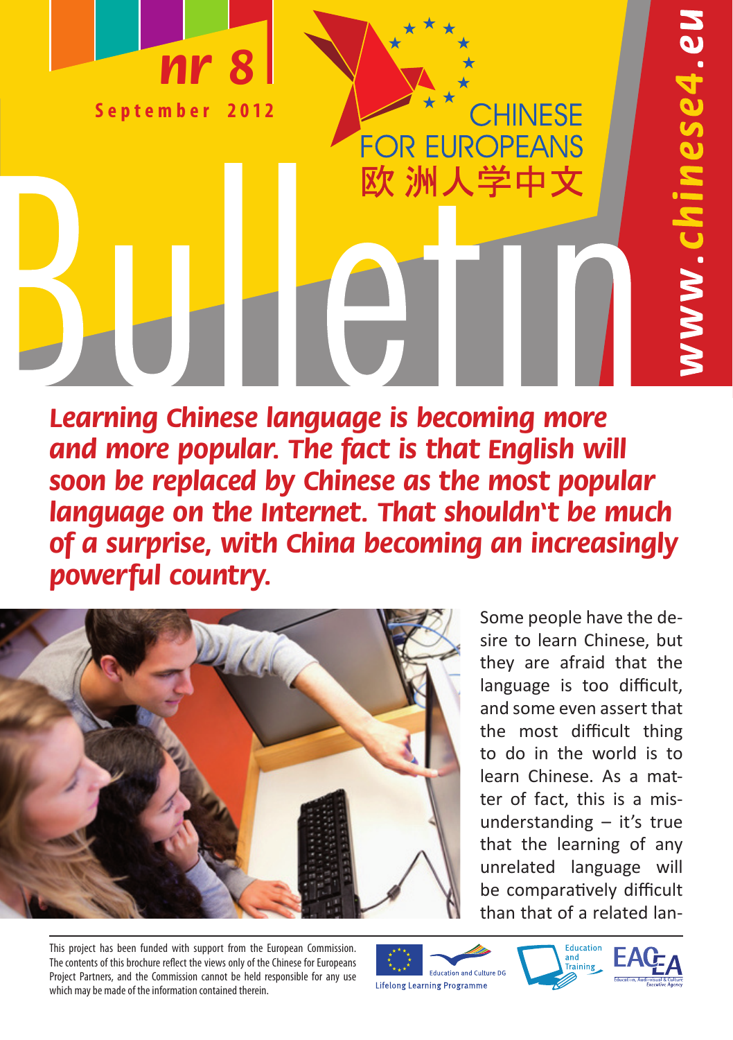# Bulletin

**nr 8**

**September 2012**

CHINESE FOR EUROPEANS

欧洲人学中文

www.chinese4.eu

***Learning Chinese language is becoming more and more popular. The fact is that English will soon be replaced by Chinese as the most popular language on the Internet. That shouldn't be much of a surprise, with China becoming an increasingly powerful country.***

Some people have the desire to learn Chinese, but they are afraid that the language is too difficult, and some even assert that the most difficult thing to do in the world is to learn Chinese. As a matter of fact, this is a misunderstanding – it's true that the learning of any unrelated language will be comparatively difficult than that of a related lan-

This project has been funded with support from the European Commission. The contents of this brochure reflect the views only of the Chinese for Europeans Project Partners, and the Commission cannot be held responsible for any use which may be made of the information contained therein.

Education and Culture DG

Lifelong Learning Programme

Education and Training

EACEA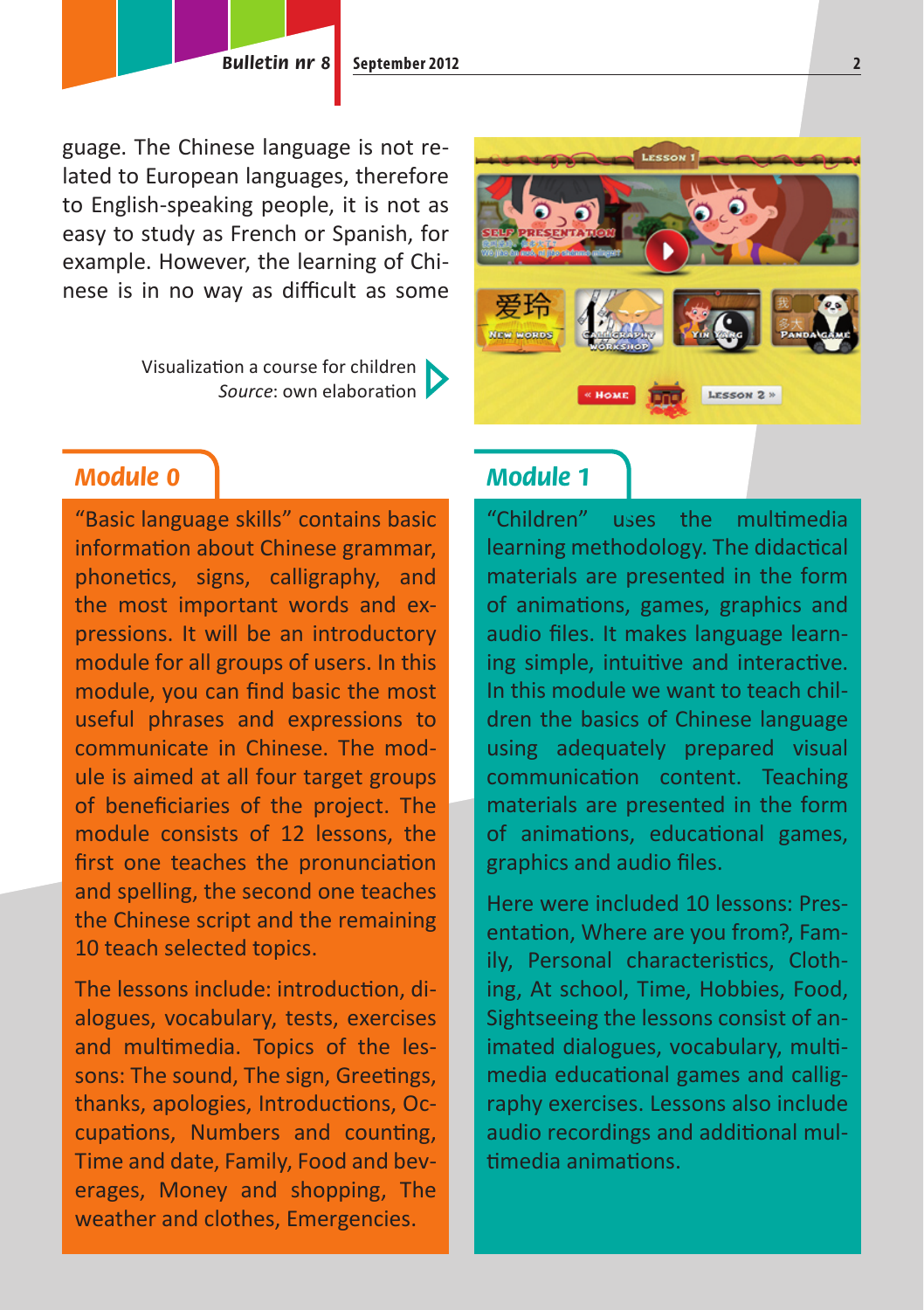guage. The Chinese language is not related to European languages, therefore to English-speaking people, it is not as easy to study as French or Spanish, for example. However, the learning of Chinese is in no way as difficult as some

Visualization a course for children
*Source*: own elaboration

## Module 0

"Basic language skills" contains basic information about Chinese grammar, phonetics, signs, calligraphy, and the most important words and expressions. It will be an introductory module for all groups of users. In this module, you can find basic the most useful phrases and expressions to communicate in Chinese. The module is aimed at all four target groups of beneficiaries of the project. The module consists of 12 lessons, the first one teaches the pronunciation and spelling, the second one teaches the Chinese script and the remaining 10 teach selected topics.

The lessons include: introduction, dialogues, vocabulary, tests, exercises and multimedia. Topics of the lessons: The sound, The sign, Greetings, thanks, apologies, Introductions, Occupations, Numbers and counting, Time and date, Family, Food and beverages, Money and shopping, The weather and clothes, Emergencies.

## Module 1

"Children" uses the multimedia learning methodology. The didactical materials are presented in the form of animations, games, graphics and audio files. It makes language learning simple, intuitive and interactive. In this module we want to teach children the basics of Chinese language using adequately prepared visual communication content. Teaching materials are presented in the form of animations, educational games, graphics and audio files.

Here were included 10 lessons: Presentation, Where are you from?, Family, Personal characteristics, Clothing, At school, Time, Hobbies, Food, Sightseeing the lessons consist of animated dialogues, vocabulary, multimedia educational games and calligraphy exercises. Lessons also include audio recordings and additional multimedia animations.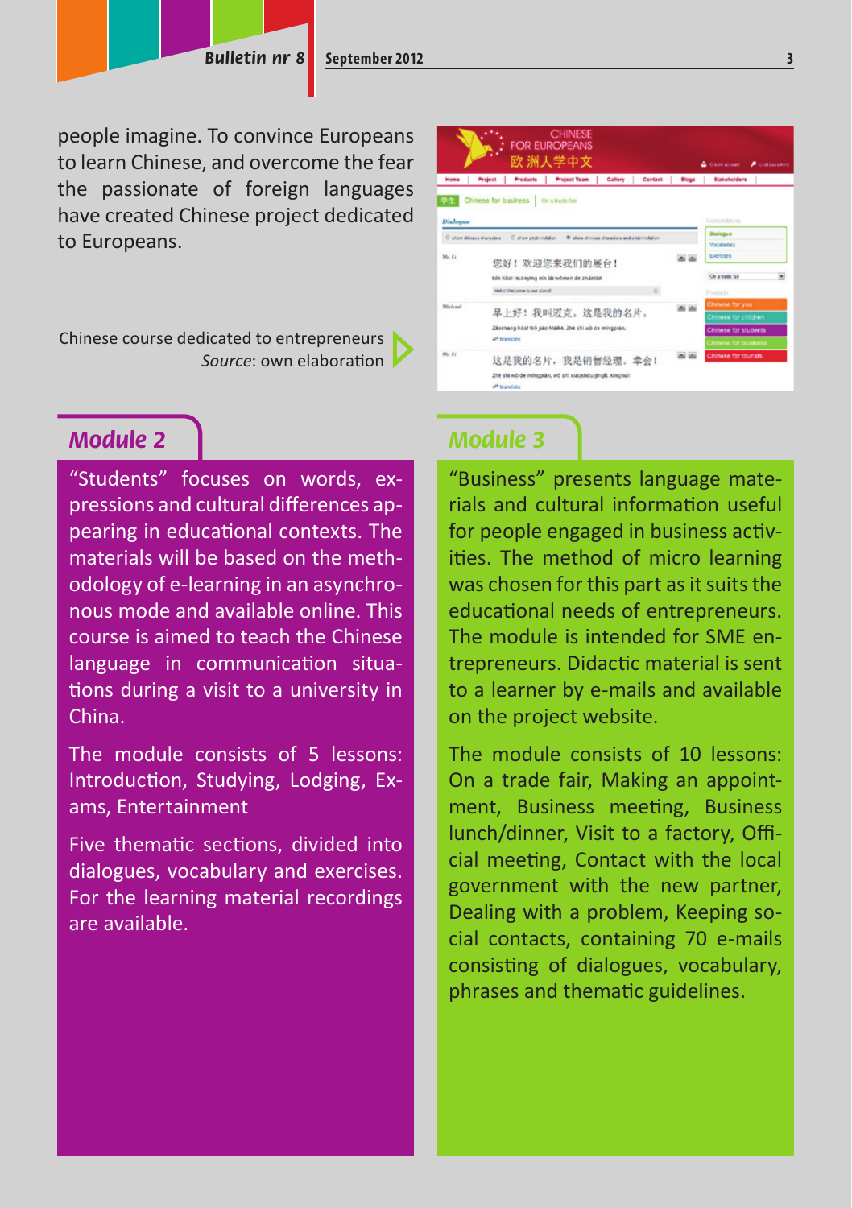people imagine. To convince Europeans to learn Chinese, and overcome the fear the passionate of foreign languages have created Chinese project dedicated to Europeans.

Chinese course dedicated to entrepreneurs
*Source*: own elaboration

## Module 2

"Students" focuses on words, expressions and cultural differences appearing in educational contexts. The materials will be based on the methodology of e-learning in an asynchronous mode and available online. This course is aimed to teach the Chinese language in communication situations during a visit to a university in China.

The module consists of 5 lessons: Introduction, Studying, Lodging, Exams, Entertainment

Five thematic sections, divided into dialogues, vocabulary and exercises. For the learning material recordings are available.

## Module 3

"Business" presents language materials and cultural information useful for people engaged in business activities. The method of micro learning was chosen for this part as it suits the educational needs of entrepreneurs. The module is intended for SME entrepreneurs. Didactic material is sent to a learner by e-mails and available on the project website.

The module consists of 10 lessons: On a trade fair, Making an appointment, Business meeting, Business lunch/dinner, Visit to a factory, Official meeting, Contact with the local government with the new partner, Dealing with a problem, Keeping social contacts, containing 70 e-mails consisting of dialogues, vocabulary, phrases and thematic guidelines.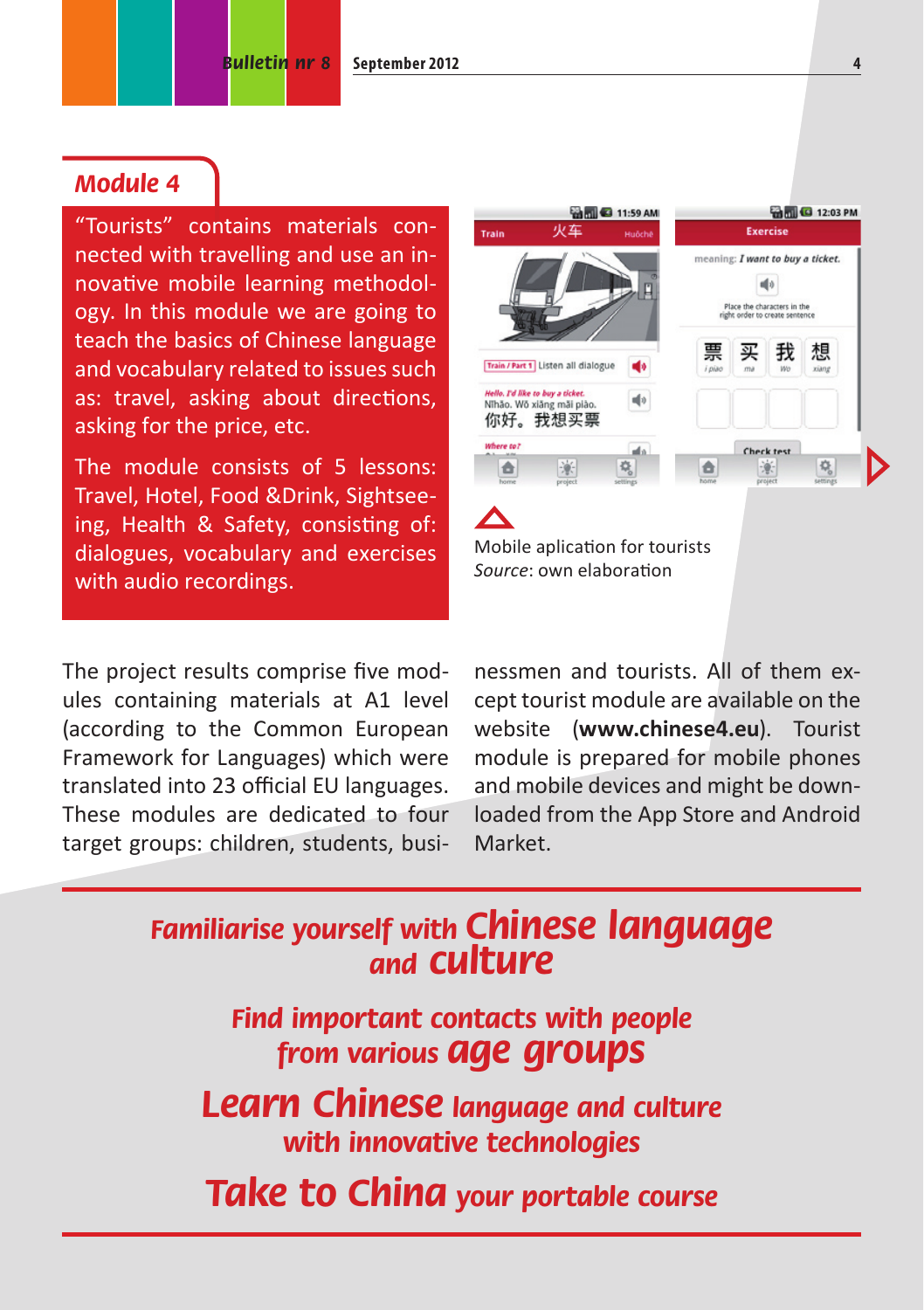## Module 4

"Tourists" contains materials connected with travelling and use an innovative mobile learning methodology. In this module we are going to teach the basics of Chinese language and vocabulary related to issues such as: travel, asking about directions, asking for the price, etc.

The module consists of 5 lessons: Travel, Hotel, Food &Drink, Sightseeing, Health & Safety, consisting of: dialogues, vocabulary and exercises with audio recordings.

Mobile aplication for tourists
*Source*: own elaboration

The project results comprise five modules containing materials at A1 level (according to the Common European Framework for Languages) which were translated into 23 official EU languages. These modules are dedicated to four target groups: children, students, businessmen and tourists. All of them except tourist module are available on the website (**www.chinese4.eu**). Tourist module is prepared for mobile phones and mobile devices and might be downloaded from the App Store and Android Market.

***Familiarise yourself with Chinese language and culture***

***Find important contacts with people from various age groups***

***Learn Chinese language and culture with innovative technologies***

***Take to China your portable course***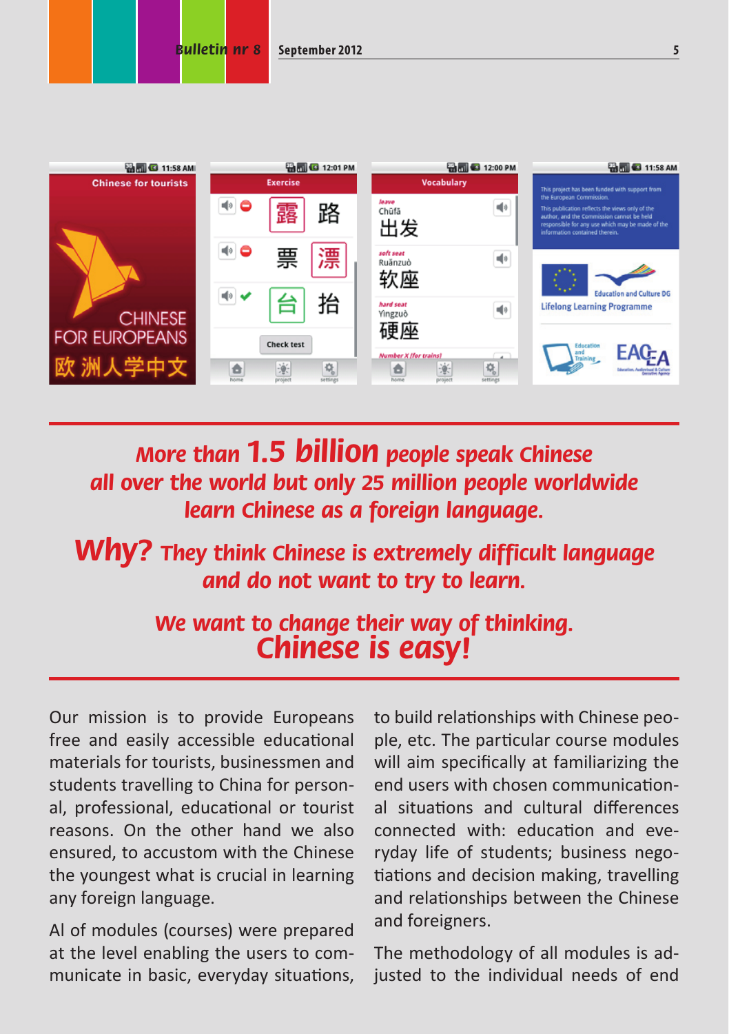**More than 1.5 billion people speak Chinese all over the world but only 25 million people worldwide learn Chinese as a foreign language.**

**Why? They think Chinese is extremely difficult language and do not want to try to learn.**

**We want to change their way of thinking. Chinese is easy!**

Our mission is to provide Europeans free and easily accessible educational materials for tourists, businessmen and students travelling to China for personal, professional, educational or tourist reasons. On the other hand we also ensured, to accustom with the Chinese the youngest what is crucial in learning any foreign language.

Al of modules (courses) were prepared at the level enabling the users to communicate in basic, everyday situations, to build relationships with Chinese people, etc. The particular course modules will aim specifically at familiarizing the end users with chosen communicational situations and cultural differences connected with: education and everyday life of students; business negotiations and decision making, travelling and relationships between the Chinese and foreigners.

The methodology of all modules is adjusted to the individual needs of end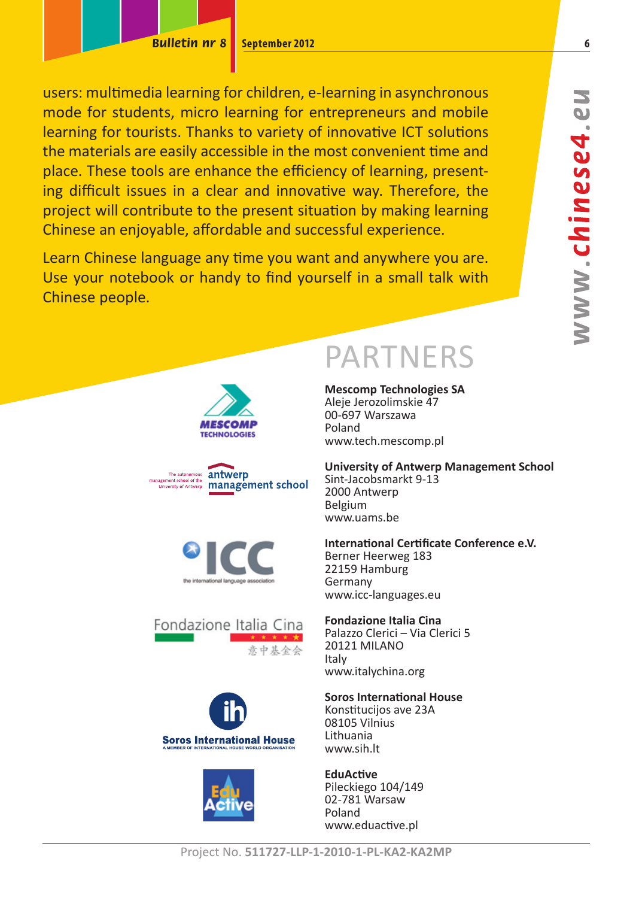users: multimedia learning for children, e-learning in asynchronous mode for students, micro learning for entrepreneurs and mobile learning for tourists. Thanks to variety of innovative ICT solutions the materials are easily accessible in the most convenient time and place. These tools are enhance the efficiency of learning, presenting difficult issues in a clear and innovative way. Therefore, the project will contribute to the present situation by making learning Chinese an enjoyable, affordable and successful experience.

Learn Chinese language any time you want and anywhere you are. Use your notebook or handy to find yourself in a small talk with Chinese people.

# PARTNERS

**Mescomp Technologies SA**
Aleje Jerozolimskie 47
00-697 Warszawa
Poland
www.tech.mescomp.pl

**University of Antwerp Management School**
Sint-Jacobsmarkt 9-13
2000 Antwerp
Belgium
www.uams.be

**International Certificate Conference e.V.**
Berner Heerweg 183
22159 Hamburg
Germany
www.icc-languages.eu

**Fondazione Italia Cina**
Palazzo Clerici – Via Clerici 5
20121 MILANO
Italy
www.italychina.org

**Soros International House**
Konstitucijos ave 23A
08105 Vilnius
Lithuania
www.sih.lt

**EduActive**
Pileckiego 104/149
02-781 Warsaw
Poland
www.eduactive.pl

www.chinese4.eu

Project No. **511727-LLP-1-2010-1-PL-KA2-KA2MP**